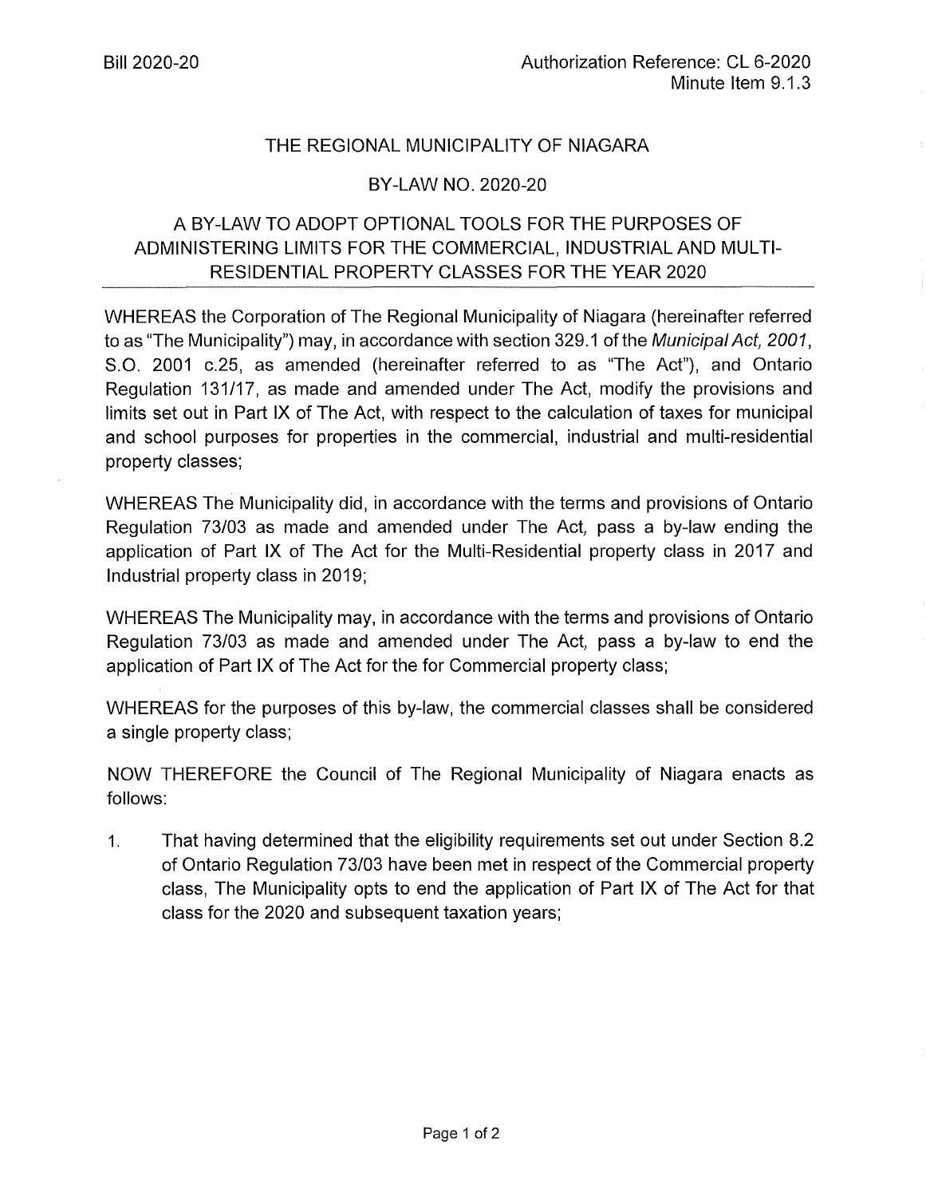Bill 2020-20

Authorization Reference: CL 6-2020
Minute Item 9.1.3

# THE REGIONAL MUNICIPALITY OF NIAGARA

## BY-LAW NO. 2020-20

## A BY-LAW TO ADOPT OPTIONAL TOOLS FOR THE PURPOSES OF ADMINISTERING LIMITS FOR THE COMMERCIAL, INDUSTRIAL AND MULTI-RESIDENTIAL PROPERTY CLASSES FOR THE YEAR 2020

WHEREAS the Corporation of The Regional Municipality of Niagara (hereinafter referred to as "The Municipality") may, in accordance with section 329.1 of the *Municipal Act, 2001*, S.O. 2001 c.25, as amended (hereinafter referred to as "The Act"), and Ontario Regulation 131/17, as made and amended under The Act, modify the provisions and limits set out in Part IX of The Act, with respect to the calculation of taxes for municipal and school purposes for properties in the commercial, industrial and multi-residential property classes;

WHEREAS The Municipality did, in accordance with the terms and provisions of Ontario Regulation 73/03 as made and amended under The Act, pass a by-law ending the application of Part IX of The Act for the Multi-Residential property class in 2017 and Industrial property class in 2019;

WHEREAS The Municipality may, in accordance with the terms and provisions of Ontario Regulation 73/03 as made and amended under The Act, pass a by-law to end the application of Part IX of The Act for the for Commercial property class;

WHEREAS for the purposes of this by-law, the commercial classes shall be considered a single property class;

NOW THEREFORE the Council of The Regional Municipality of Niagara enacts as follows:

1. That having determined that the eligibility requirements set out under Section 8.2 of Ontario Regulation 73/03 have been met in respect of the Commercial property class, The Municipality opts to end the application of Part IX of The Act for that class for the 2020 and subsequent taxation years;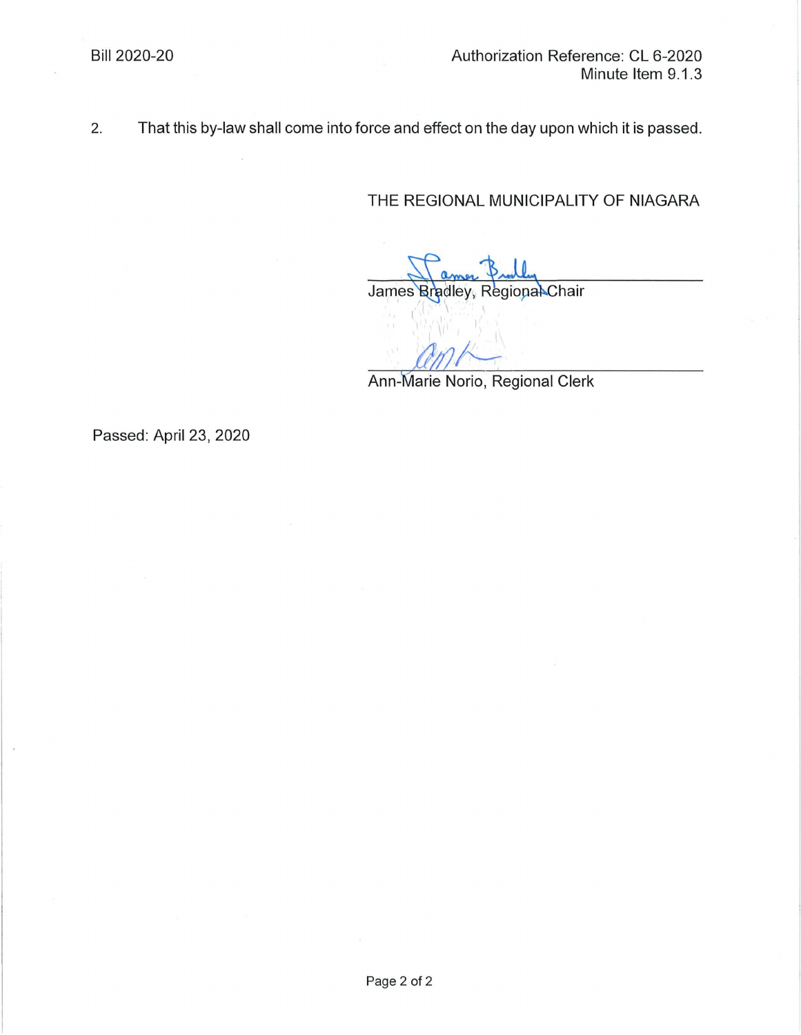Bill 2020-20

Authorization Reference: CL 6-2020
Minute Item 9.1.3

2. That this by-law shall come into force and effect on the day upon which it is passed.

THE REGIONAL MUNICIPALITY OF NIAGARA

James Bradley, Regional Chair

Ann-Marie Norio, Regional Clerk

Passed: April 23, 2020